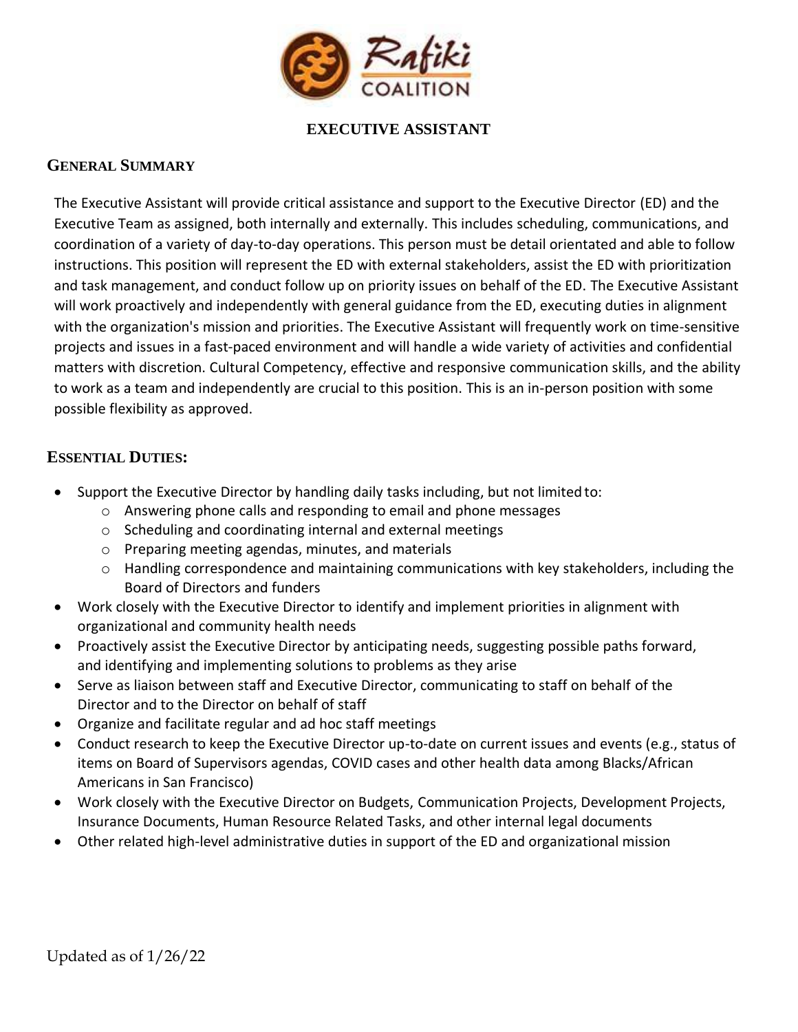# EXECUTIVE ASSISTANT

## General Summary

The Executive Assistant will provide critical assistance and support to the Executive Director (ED) and the Executive Team as assigned, both internally and externally. This includes scheduling, communications, and coordination of a variety of day-to-day operations. This person must be detail orientated and able to follow instructions. This position will represent the ED with external stakeholders, assist the ED with prioritization and task management, and conduct follow up on priority issues on behalf of the ED. The Executive Assistant will work proactively and independently with general guidance from the ED, executing duties in alignment with the organization's mission and priorities. The Executive Assistant will frequently work on time-sensitive projects and issues in a fast-paced environment and will handle a wide variety of activities and confidential matters with discretion. Cultural Competency, effective and responsive communication skills, and the ability to work as a team and independently are crucial to this position. This is an in-person position with some possible flexibility as approved.

## Essential Duties:

- Support the Executive Director by handling daily tasks including, but not limited to:
  - Answering phone calls and responding to email and phone messages
  - Scheduling and coordinating internal and external meetings
  - Preparing meeting agendas, minutes, and materials
  - Handling correspondence and maintaining communications with key stakeholders, including the Board of Directors and funders
- Work closely with the Executive Director to identify and implement priorities in alignment with organizational and community health needs
- Proactively assist the Executive Director by anticipating needs, suggesting possible paths forward, and identifying and implementing solutions to problems as they arise
- Serve as liaison between staff and Executive Director, communicating to staff on behalf of the Director and to the Director on behalf of staff
- Organize and facilitate regular and ad hoc staff meetings
- Conduct research to keep the Executive Director up-to-date on current issues and events (e.g., status of items on Board of Supervisors agendas, COVID cases and other health data among Blacks/African Americans in San Francisco)
- Work closely with the Executive Director on Budgets, Communication Projects, Development Projects, Insurance Documents, Human Resource Related Tasks, and other internal legal documents
- Other related high-level administrative duties in support of the ED and organizational mission

Updated as of 1/26/22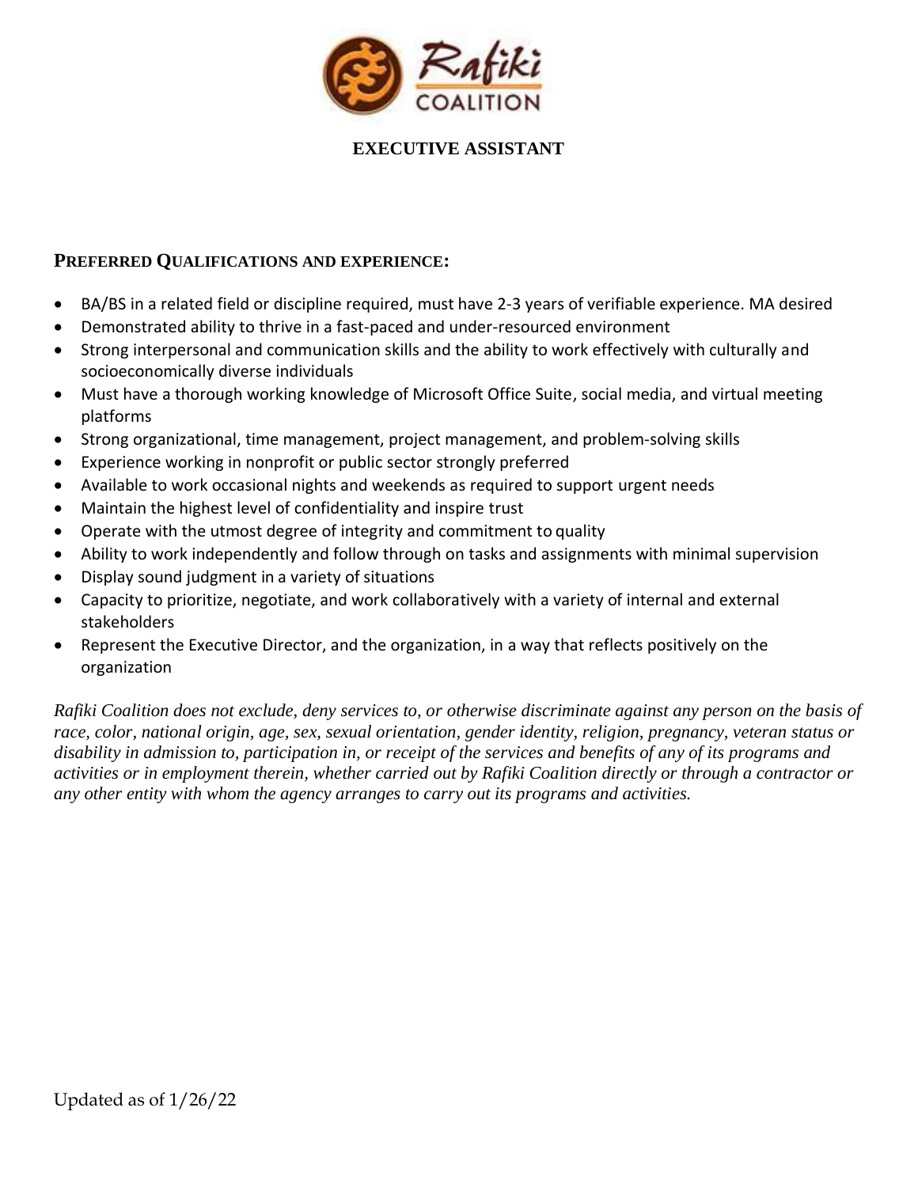**EXECUTIVE ASSISTANT**

## PREFERRED QUALIFICATIONS AND EXPERIENCE:

- BA/BS in a related field or discipline required, must have 2-3 years of verifiable experience. MA desired
- Demonstrated ability to thrive in a fast-paced and under-resourced environment
- Strong interpersonal and communication skills and the ability to work effectively with culturally and socioeconomically diverse individuals
- Must have a thorough working knowledge of Microsoft Office Suite, social media, and virtual meeting platforms
- Strong organizational, time management, project management, and problem-solving skills
- Experience working in nonprofit or public sector strongly preferred
- Available to work occasional nights and weekends as required to support urgent needs
- Maintain the highest level of confidentiality and inspire trust
- Operate with the utmost degree of integrity and commitment to quality
- Ability to work independently and follow through on tasks and assignments with minimal supervision
- Display sound judgment in a variety of situations
- Capacity to prioritize, negotiate, and work collaboratively with a variety of internal and external stakeholders
- Represent the Executive Director, and the organization, in a way that reflects positively on the organization

*Rafiki Coalition does not exclude, deny services to, or otherwise discriminate against any person on the basis of race, color, national origin, age, sex, sexual orientation, gender identity, religion, pregnancy, veteran status or disability in admission to, participation in, or receipt of the services and benefits of any of its programs and activities or in employment therein, whether carried out by Rafiki Coalition directly or through a contractor or any other entity with whom the agency arranges to carry out its programs and activities.*

Updated as of 1/26/22